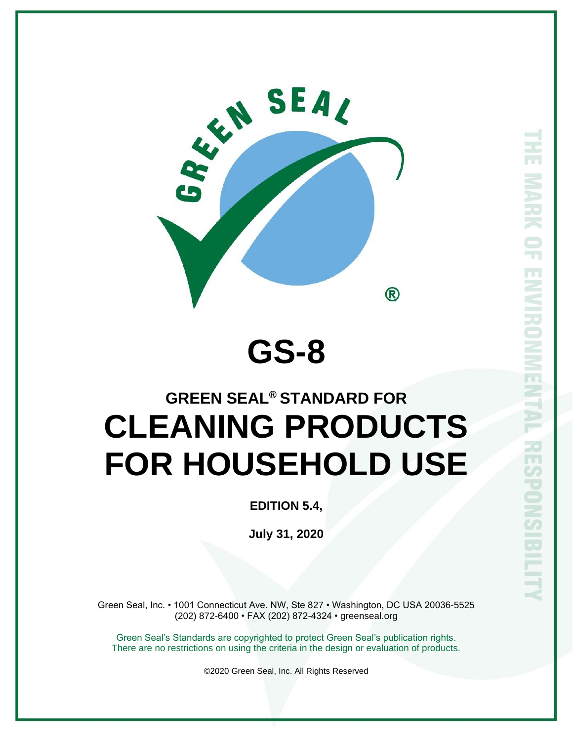# GS-8

## GREEN SEAL® STANDARD FOR

# CLEANING PRODUCTS FOR HOUSEHOLD USE

**EDITION 5.4,**

**July 31, 2020**

Green Seal, Inc. • 1001 Connecticut Ave. NW, Ste 827 • Washington, DC USA 20036-5525
(202) 872-6400 • FAX (202) 872-4324 • greenseal.org

Green Seal's Standards are copyrighted to protect Green Seal's publication rights.
There are no restrictions on using the criteria in the design or evaluation of products.

©2020 Green Seal, Inc. All Rights Reserved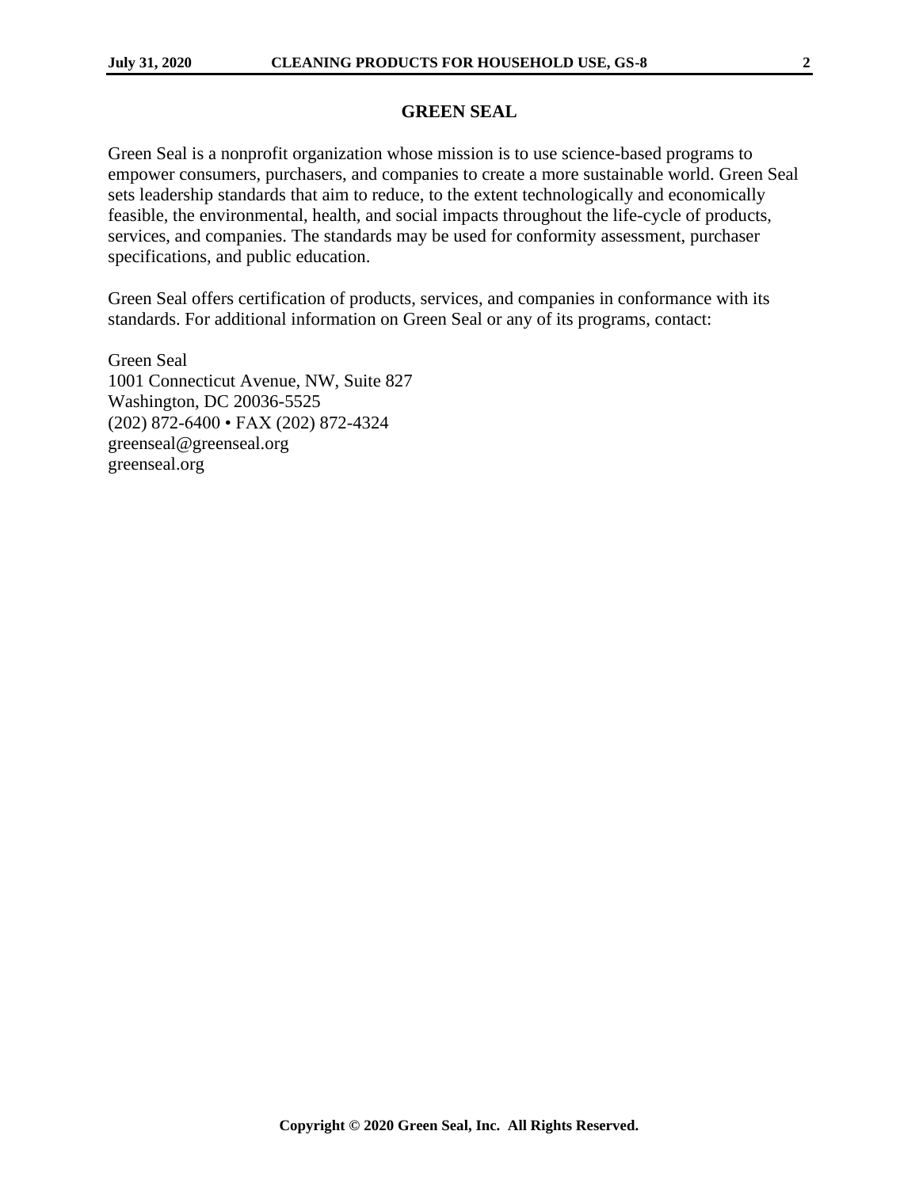# GREEN SEAL

Green Seal is a nonprofit organization whose mission is to use science-based programs to empower consumers, purchasers, and companies to create a more sustainable world. Green Seal sets leadership standards that aim to reduce, to the extent technologically and economically feasible, the environmental, health, and social impacts throughout the life-cycle of products, services, and companies. The standards may be used for conformity assessment, purchaser specifications, and public education.

Green Seal offers certification of products, services, and companies in conformance with its standards. For additional information on Green Seal or any of its programs, contact:

Green Seal
1001 Connecticut Avenue, NW, Suite 827
Washington, DC 20036-5525
(202) 872-6400 • FAX (202) 872-4324
greenseal@greenseal.org
greenseal.org

**Copyright © 2020 Green Seal, Inc. All Rights Reserved.**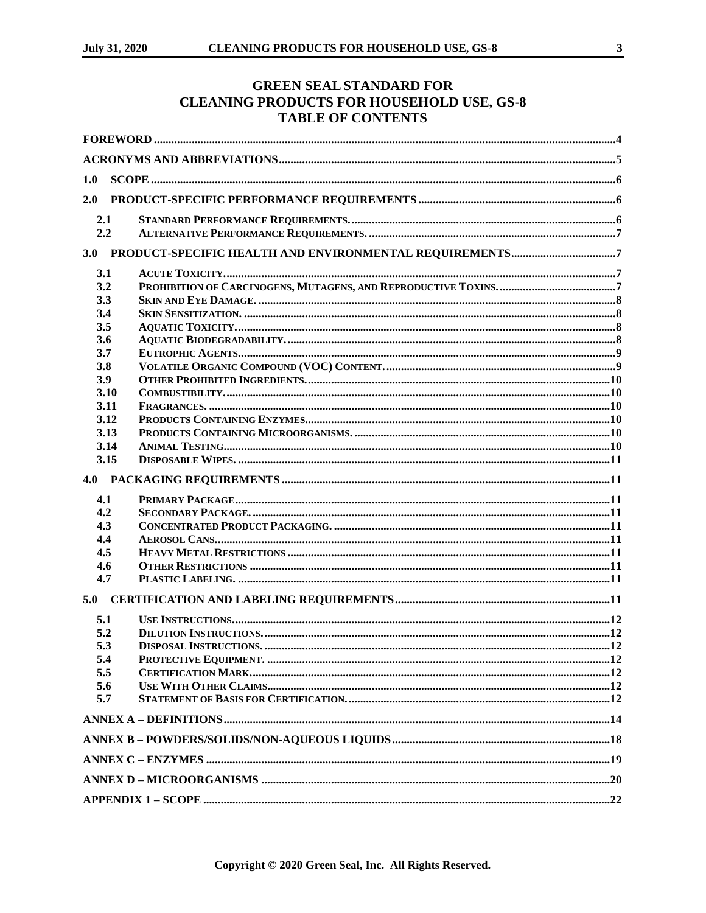# GREEN SEAL STANDARD FOR CLEANING PRODUCTS FOR HOUSEHOLD USE, GS-8

## TABLE OF CONTENTS

FOREWORD ....................................................... 4

ACRONYMS AND ABBREVIATIONS ....................................................... 5

1.0 SCOPE ....................................................... 6

2.0 PRODUCT-SPECIFIC PERFORMANCE REQUIREMENTS ....................................................... 6

- 2.1 STANDARD PERFORMANCE REQUIREMENTS. ....................................................... 6
- 2.2 ALTERNATIVE PERFORMANCE REQUIREMENTS. ....................................................... 7

3.0 PRODUCT-SPECIFIC HEALTH AND ENVIRONMENTAL REQUIREMENTS ....................................................... 7

- 3.1 ACUTE TOXICITY. ....................................................... 7
- 3.2 PROHIBITION OF CARCINOGENS, MUTAGENS, AND REPRODUCTIVE TOXINS. ....................................................... 7
- 3.3 SKIN AND EYE DAMAGE. ....................................................... 8
- 3.4 SKIN SENSITIZATION. ....................................................... 8
- 3.5 AQUATIC TOXICITY. ....................................................... 8
- 3.6 AQUATIC BIODEGRADABILITY. ....................................................... 8
- 3.7 EUTROPHIC AGENTS. ....................................................... 9
- 3.8 VOLATILE ORGANIC COMPOUND (VOC) CONTENT. ....................................................... 9
- 3.9 OTHER PROHIBITED INGREDIENTS. ....................................................... 10
- 3.10 COMBUSTIBILITY. ....................................................... 10
- 3.11 FRAGRANCES. ....................................................... 10
- 3.12 PRODUCTS CONTAINING ENZYMES. ....................................................... 10
- 3.13 PRODUCTS CONTAINING MICROORGANISMS. ....................................................... 10
- 3.14 ANIMAL TESTING. ....................................................... 10
- 3.15 DISPOSABLE WIPES. ....................................................... 11

4.0 PACKAGING REQUIREMENTS ....................................................... 11

- 4.1 PRIMARY PACKAGE ....................................................... 11
- 4.2 SECONDARY PACKAGE. ....................................................... 11
- 4.3 CONCENTRATED PRODUCT PACKAGING. ....................................................... 11
- 4.4 AEROSOL CANS. ....................................................... 11
- 4.5 HEAVY METAL RESTRICTIONS ....................................................... 11
- 4.6 OTHER RESTRICTIONS ....................................................... 11
- 4.7 PLASTIC LABELING. ....................................................... 11

5.0 CERTIFICATION AND LABELING REQUIREMENTS ....................................................... 11

- 5.1 USE INSTRUCTIONS. ....................................................... 12
- 5.2 DILUTION INSTRUCTIONS. ....................................................... 12
- 5.3 DISPOSAL INSTRUCTIONS. ....................................................... 12
- 5.4 PROTECTIVE EQUIPMENT. ....................................................... 12
- 5.5 CERTIFICATION MARK. ....................................................... 12
- 5.6 USE WITH OTHER CLAIMS. ....................................................... 12
- 5.7 STATEMENT OF BASIS FOR CERTIFICATION. ....................................................... 12

ANNEX A – DEFINITIONS ....................................................... 14

ANNEX B – POWDERS/SOLIDS/NON-AQUEOUS LIQUIDS ....................................................... 18

ANNEX C – ENZYMES ....................................................... 19

ANNEX D – MICROORGANISMS ....................................................... 20

APPENDIX 1 – SCOPE ....................................................... 22

Copyright © 2020 Green Seal, Inc. All Rights Reserved.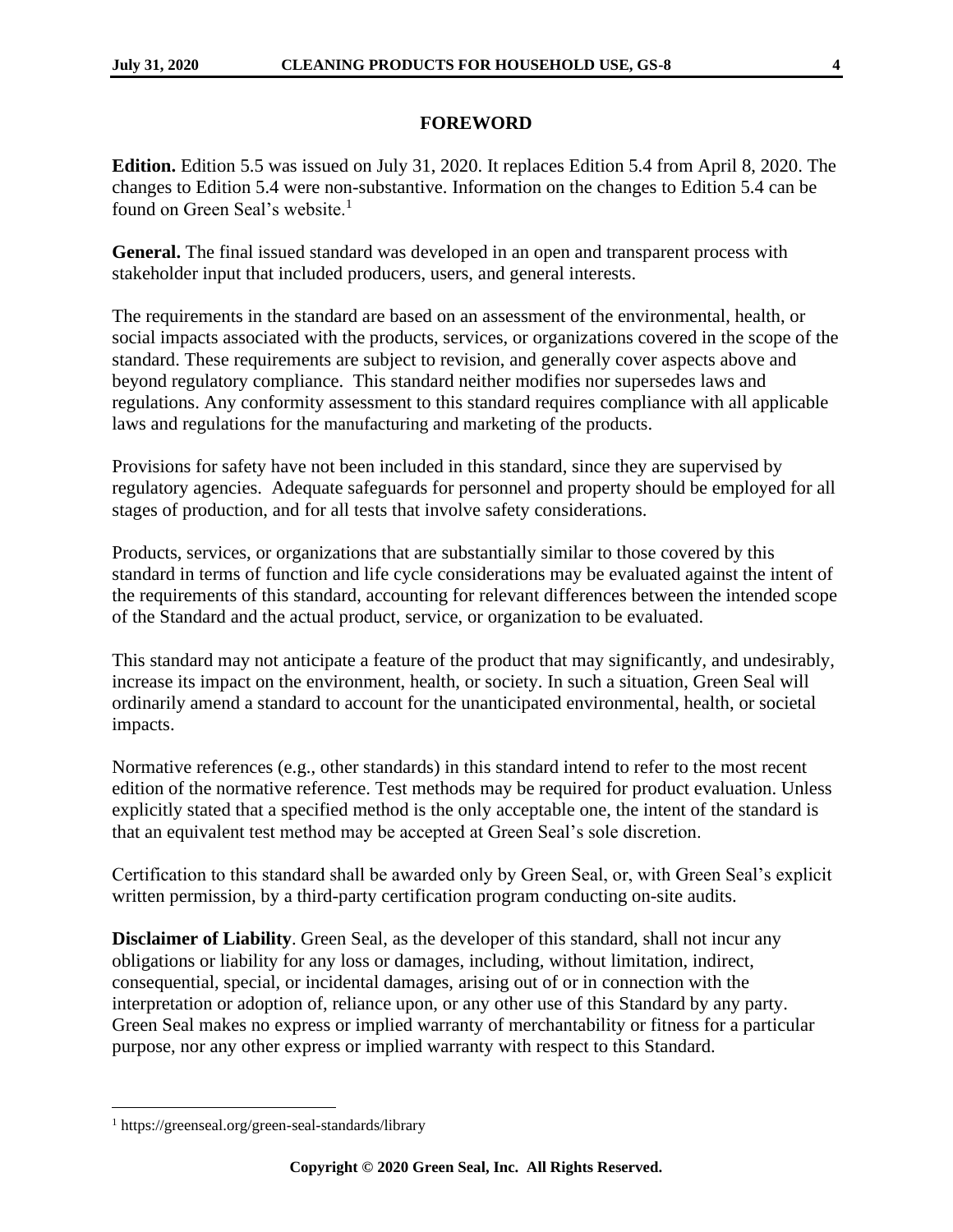## FOREWORD

**Edition.** Edition 5.5 was issued on July 31, 2020. It replaces Edition 5.4 from April 8, 2020. The changes to Edition 5.4 were non-substantive. Information on the changes to Edition 5.4 can be found on Green Seal's website.[1]

**General.** The final issued standard was developed in an open and transparent process with stakeholder input that included producers, users, and general interests.

The requirements in the standard are based on an assessment of the environmental, health, or social impacts associated with the products, services, or organizations covered in the scope of the standard. These requirements are subject to revision, and generally cover aspects above and beyond regulatory compliance. This standard neither modifies nor supersedes laws and regulations. Any conformity assessment to this standard requires compliance with all applicable laws and regulations for the manufacturing and marketing of the products.

Provisions for safety have not been included in this standard, since they are supervised by regulatory agencies. Adequate safeguards for personnel and property should be employed for all stages of production, and for all tests that involve safety considerations.

Products, services, or organizations that are substantially similar to those covered by this standard in terms of function and life cycle considerations may be evaluated against the intent of the requirements of this standard, accounting for relevant differences between the intended scope of the Standard and the actual product, service, or organization to be evaluated.

This standard may not anticipate a feature of the product that may significantly, and undesirably, increase its impact on the environment, health, or society. In such a situation, Green Seal will ordinarily amend a standard to account for the unanticipated environmental, health, or societal impacts.

Normative references (e.g., other standards) in this standard intend to refer to the most recent edition of the normative reference. Test methods may be required for product evaluation. Unless explicitly stated that a specified method is the only acceptable one, the intent of the standard is that an equivalent test method may be accepted at Green Seal's sole discretion.

Certification to this standard shall be awarded only by Green Seal, or, with Green Seal's explicit written permission, by a third-party certification program conducting on-site audits.

**Disclaimer of Liability**. Green Seal, as the developer of this standard, shall not incur any obligations or liability for any loss or damages, including, without limitation, indirect, consequential, special, or incidental damages, arising out of or in connection with the interpretation or adoption of, reliance upon, or any other use of this Standard by any party. Green Seal makes no express or implied warranty of merchantability or fitness for a particular purpose, nor any other express or implied warranty with respect to this Standard.

---

[1] https://greenseal.org/green-seal-standards/library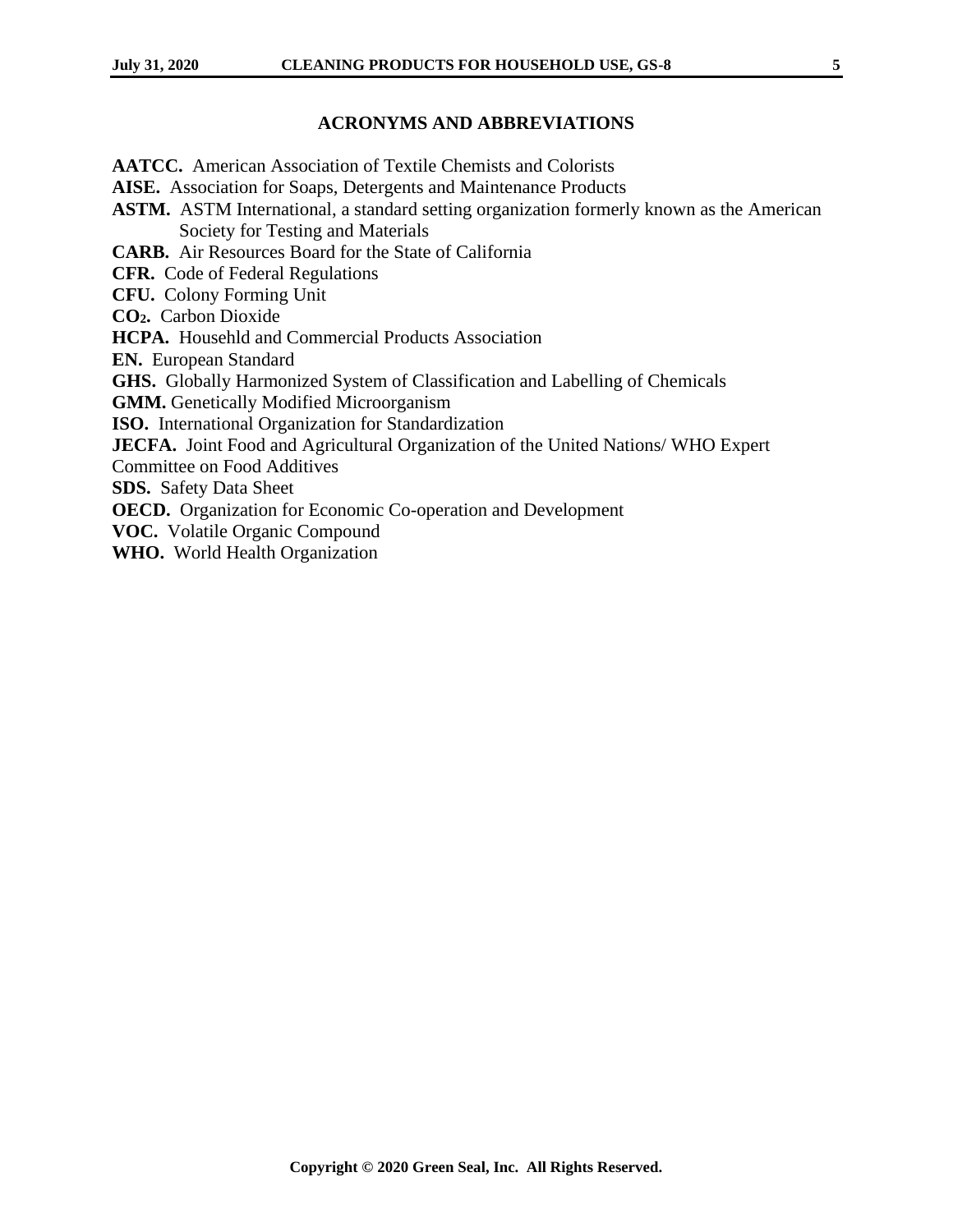## ACRONYMS AND ABBREVIATIONS

**AATCC.** American Association of Textile Chemists and Colorists

**AISE.** Association for Soaps, Detergents and Maintenance Products

**ASTM.** ASTM International, a standard setting organization formerly known as the American Society for Testing and Materials

**CARB.** Air Resources Board for the State of California

**CFR.** Code of Federal Regulations

**CFU.** Colony Forming Unit

**$CO_2$.** Carbon Dioxide

**HCPA.** Househld and Commercial Products Association

**EN.** European Standard

**GHS.** Globally Harmonized System of Classification and Labelling of Chemicals

**GMM.** Genetically Modified Microorganism

**ISO.** International Organization for Standardization

**JECFA.** Joint Food and Agricultural Organization of the United Nations/ WHO Expert Committee on Food Additives

**SDS.** Safety Data Sheet

**OECD.** Organization for Economic Co-operation and Development

**VOC.** Volatile Organic Compound

**WHO.** World Health Organization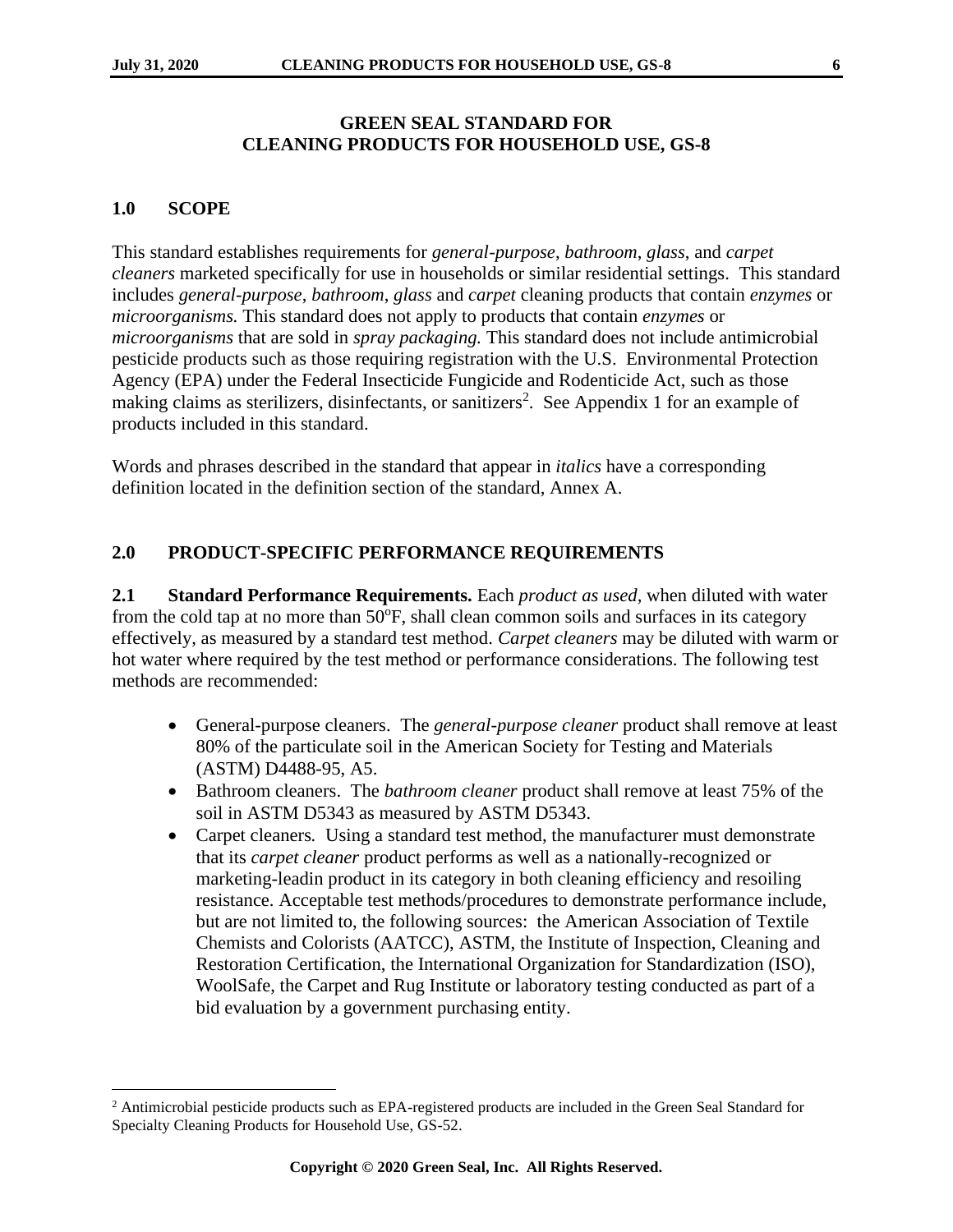## GREEN SEAL STANDARD FOR CLEANING PRODUCTS FOR HOUSEHOLD USE, GS-8

### 1.0 SCOPE

This standard establishes requirements for *general-purpose*, *bathroom*, *glass*, and *carpet cleaners* marketed specifically for use in households or similar residential settings. This standard includes *general-purpose*, *bathroom*, *glass* and *carpet* cleaning products that contain *enzymes* or *microorganisms.* This standard does not apply to products that contain *enzymes* or *microorganisms* that are sold in *spray packaging.* This standard does not include antimicrobial pesticide products such as those requiring registration with the U.S. Environmental Protection Agency (EPA) under the Federal Insecticide Fungicide and Rodenticide Act, such as those making claims as sterilizers, disinfectants, or sanitizers[2]. See Appendix 1 for an example of products included in this standard.

Words and phrases described in the standard that appear in *italics* have a corresponding definition located in the definition section of the standard, Annex A.

### 2.0 PRODUCT-SPECIFIC PERFORMANCE REQUIREMENTS

**2.1 Standard Performance Requirements.** Each *product as used,* when diluted with water from the cold tap at no more than 50$^{o}$F, shall clean common soils and surfaces in its category effectively, as measured by a standard test method. *Carpet cleaners* may be diluted with warm or hot water where required by the test method or performance considerations. The following test methods are recommended:

- General-purpose cleaners. The *general-purpose cleaner* product shall remove at least 80% of the particulate soil in the American Society for Testing and Materials (ASTM) D4488-95, A5.
- Bathroom cleaners. The *bathroom cleaner* product shall remove at least 75% of the soil in ASTM D5343 as measured by ASTM D5343.
- Carpet cleaners. Using a standard test method, the manufacturer must demonstrate that its *carpet cleaner* product performs as well as a nationally-recognized or marketing-leadin product in its category in both cleaning efficiency and resoiling resistance. Acceptable test methods/procedures to demonstrate performance include, but are not limited to, the following sources: the American Association of Textile Chemists and Colorists (AATCC), ASTM, the Institute of Inspection, Cleaning and Restoration Certification, the International Organization for Standardization (ISO), WoolSafe, the Carpet and Rug Institute or laboratory testing conducted as part of a bid evaluation by a government purchasing entity.

---

[2] Antimicrobial pesticide products such as EPA-registered products are included in the Green Seal Standard for Specialty Cleaning Products for Household Use, GS-52.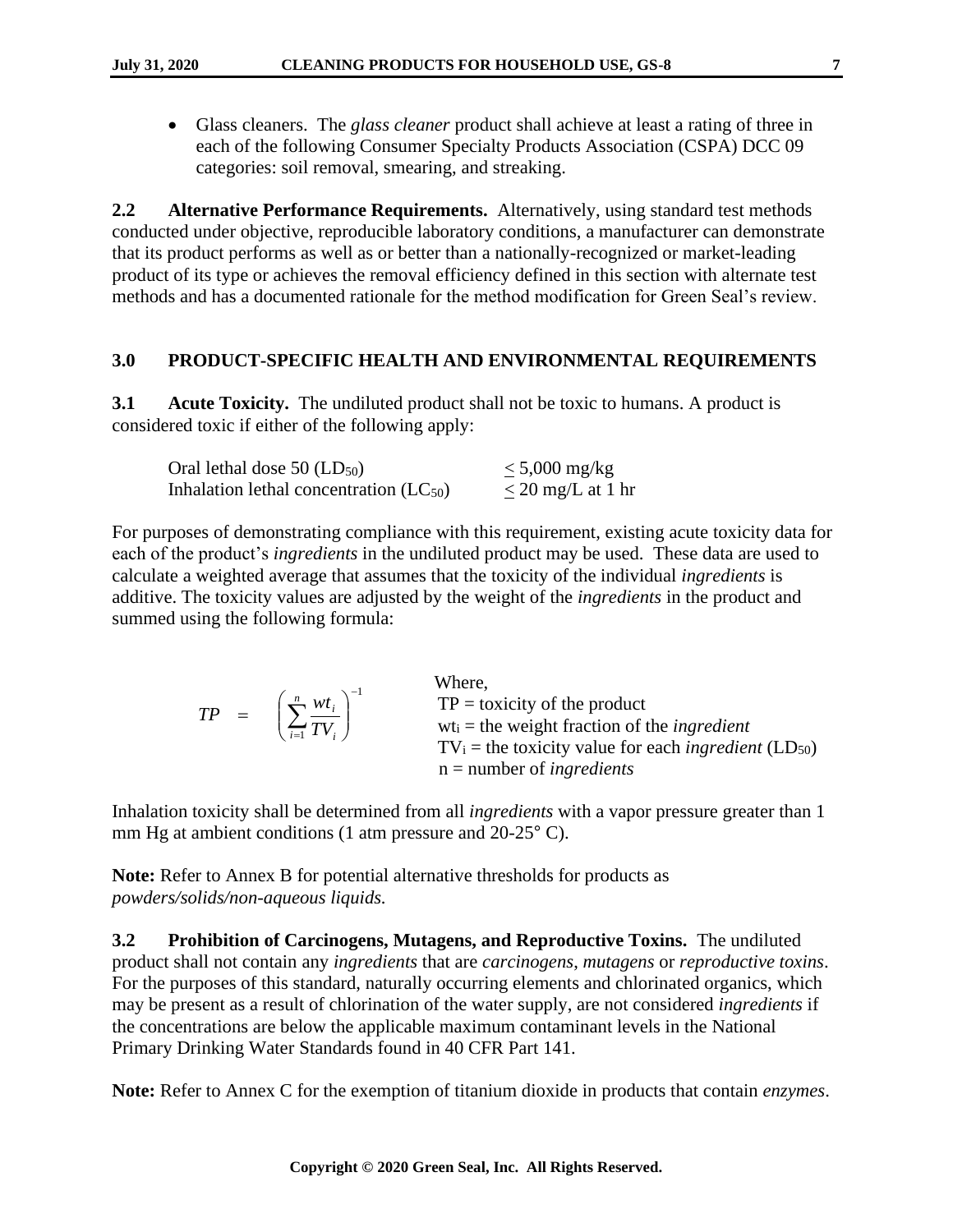- Glass cleaners. The *glass cleaner* product shall achieve at least a rating of three in each of the following Consumer Specialty Products Association (CSPA) DCC 09 categories: soil removal, smearing, and streaking.

**2.2 Alternative Performance Requirements.** Alternatively, using standard test methods conducted under objective, reproducible laboratory conditions, a manufacturer can demonstrate that its product performs as well as or better than a nationally-recognized or market-leading product of its type or achieves the removal efficiency defined in this section with alternate test methods and has a documented rationale for the method modification for Green Seal's review.

## 3.0 PRODUCT-SPECIFIC HEALTH AND ENVIRONMENTAL REQUIREMENTS

**3.1 Acute Toxicity.** The undiluted product shall not be toxic to humans. A product is considered toxic if either of the following apply:

| | |
|---|---|
| Oral lethal dose 50 ($LD_{50}$) | $\leq$ 5,000 mg/kg |
| Inhalation lethal concentration ($LC_{50}$) | $\leq$ 20 mg/L at 1 hr |

For purposes of demonstrating compliance with this requirement, existing acute toxicity data for each of the product's *ingredients* in the undiluted product may be used. These data are used to calculate a weighted average that assumes that the toxicity of the individual *ingredients* is additive. The toxicity values are adjusted by the weight of the *ingredients* in the product and summed using the following formula:

$$TP = \left( \sum_{i=1}^{n} \frac{wt_i}{TV_i} \right)^{-1}$$

Where,
TP = toxicity of the product
$wt_i$ = the weight fraction of the *ingredient*
$TV_i$ = the toxicity value for each *ingredient* ($LD_{50}$)
n = number of *ingredients*

Inhalation toxicity shall be determined from all *ingredients* with a vapor pressure greater than 1 mm Hg at ambient conditions (1 atm pressure and 20-25° C).

**Note:** Refer to Annex B for potential alternative thresholds for products as *powders/solids/non-aqueous liquids.*

**3.2 Prohibition of Carcinogens, Mutagens, and Reproductive Toxins.** The undiluted product shall not contain any *ingredients* that are *carcinogens*, *mutagens* or *reproductive toxins*. For the purposes of this standard, naturally occurring elements and chlorinated organics, which may be present as a result of chlorination of the water supply, are not considered *ingredients* if the concentrations are below the applicable maximum contaminant levels in the National Primary Drinking Water Standards found in 40 CFR Part 141.

**Note:** Refer to Annex C for the exemption of titanium dioxide in products that contain *enzymes*.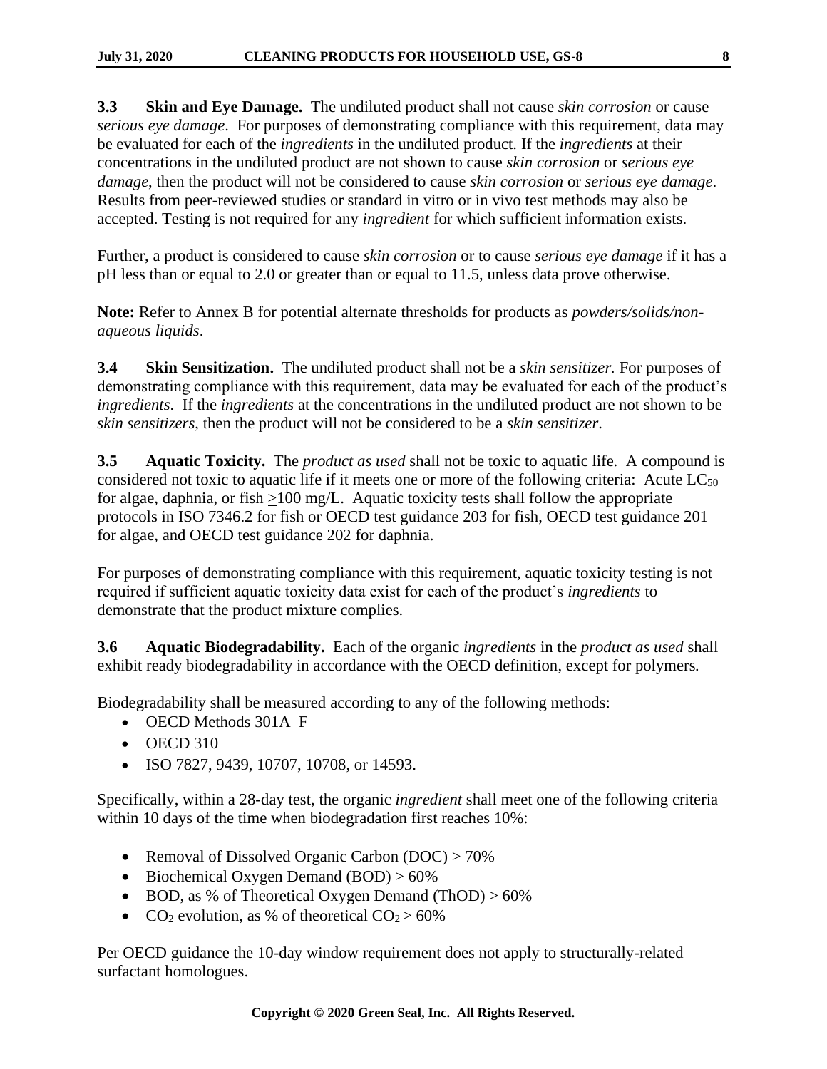**3.3 Skin and Eye Damage.** The undiluted product shall not cause *skin corrosion* or cause *serious eye damage*. For purposes of demonstrating compliance with this requirement, data may be evaluated for each of the *ingredients* in the undiluted product. If the *ingredients* at their concentrations in the undiluted product are not shown to cause *skin corrosion* or *serious eye damage*, then the product will not be considered to cause *skin corrosion* or *serious eye damage*. Results from peer-reviewed studies or standard in vitro or in vivo test methods may also be accepted. Testing is not required for any *ingredient* for which sufficient information exists.

Further, a product is considered to cause *skin corrosion* or to cause *serious eye damage* if it has a pH less than or equal to 2.0 or greater than or equal to 11.5, unless data prove otherwise.

**Note:** Refer to Annex B for potential alternate thresholds for products as *powders/solids/non-aqueous liquids*.

**3.4 Skin Sensitization.** The undiluted product shall not be a *skin sensitizer.* For purposes of demonstrating compliance with this requirement, data may be evaluated for each of the product's *ingredients*. If the *ingredients* at the concentrations in the undiluted product are not shown to be *skin sensitizers*, then the product will not be considered to be a *skin sensitizer*.

**3.5 Aquatic Toxicity.** The *product as used* shall not be toxic to aquatic life. A compound is considered not toxic to aquatic life if it meets one or more of the following criteria: Acute $LC_{50}$ for algae, daphnia, or fish $\geq$100 mg/L. Aquatic toxicity tests shall follow the appropriate protocols in ISO 7346.2 for fish or OECD test guidance 203 for fish, OECD test guidance 201 for algae, and OECD test guidance 202 for daphnia.

For purposes of demonstrating compliance with this requirement, aquatic toxicity testing is not required if sufficient aquatic toxicity data exist for each of the product's *ingredients* to demonstrate that the product mixture complies.

**3.6 Aquatic Biodegradability.** Each of the organic *ingredients* in the *product as used* shall exhibit ready biodegradability in accordance with the OECD definition, except for polymers*.*

Biodegradability shall be measured according to any of the following methods:

- OECD Methods 301A–F
- OECD 310
- ISO 7827, 9439, 10707, 10708, or 14593.

Specifically, within a 28-day test, the organic *ingredient* shall meet one of the following criteria within 10 days of the time when biodegradation first reaches 10%:

- Removal of Dissolved Organic Carbon (DOC) > 70%
- Biochemical Oxygen Demand (BOD) > 60%
- BOD, as % of Theoretical Oxygen Demand (ThOD) > 60%
- $CO_2$ evolution, as % of theoretical $CO_2$ > 60%

Per OECD guidance the 10-day window requirement does not apply to structurally-related surfactant homologues.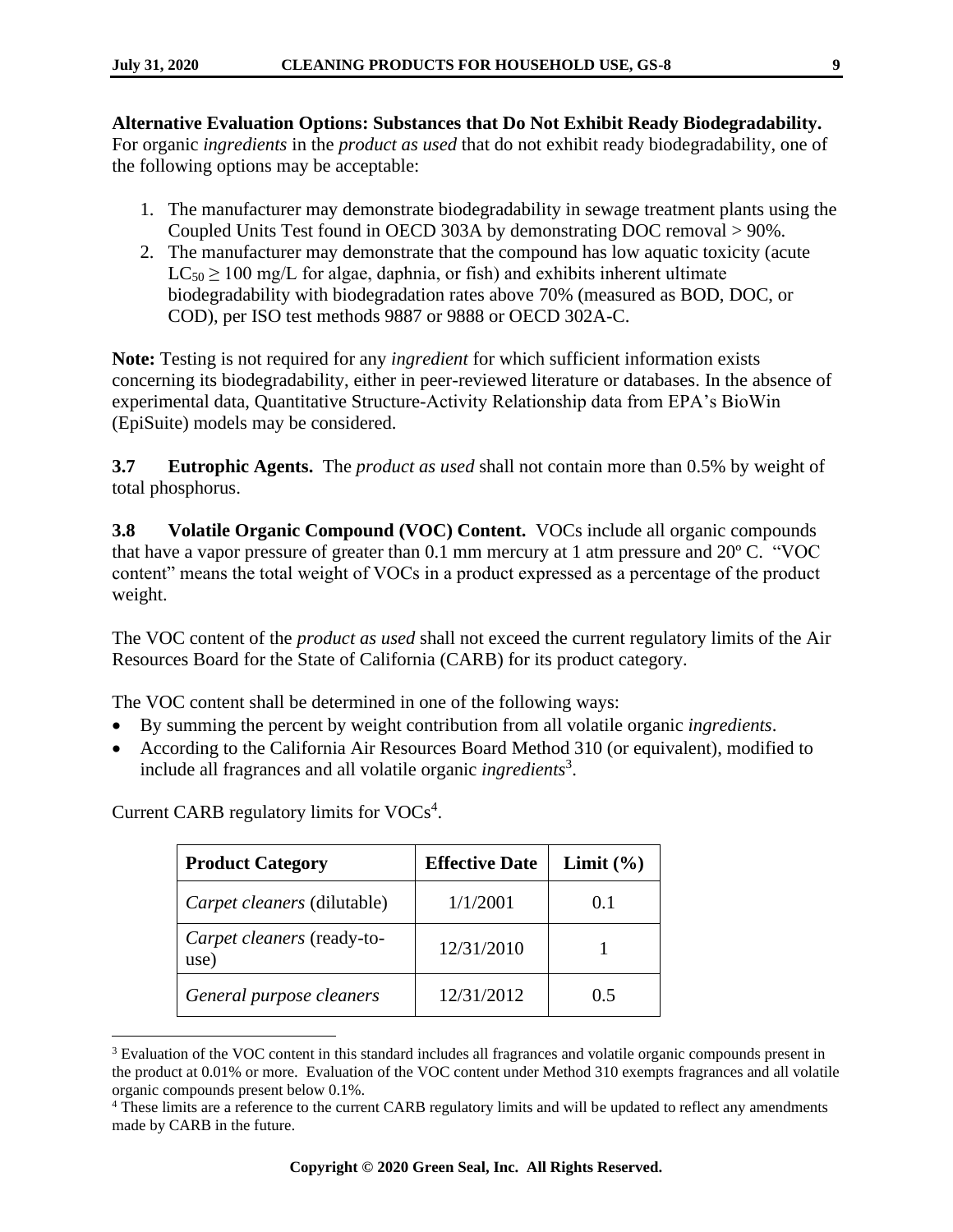**Alternative Evaluation Options: Substances that Do Not Exhibit Ready Biodegradability.** For organic *ingredients* in the *product as used* that do not exhibit ready biodegradability, one of the following options may be acceptable:

1. The manufacturer may demonstrate biodegradability in sewage treatment plants using the Coupled Units Test found in OECD 303A by demonstrating DOC removal > 90%.
2. The manufacturer may demonstrate that the compound has low aquatic toxicity (acute $LC_{50} \geq 100$ mg/L for algae, daphnia, or fish) and exhibits inherent ultimate biodegradability with biodegradation rates above 70% (measured as BOD, DOC, or COD), per ISO test methods 9887 or 9888 or OECD 302A-C.

**Note:** Testing is not required for any *ingredient* for which sufficient information exists concerning its biodegradability, either in peer-reviewed literature or databases. In the absence of experimental data, Quantitative Structure-Activity Relationship data from EPA's BioWin (EpiSuite) models may be considered.

**3.7 Eutrophic Agents.** The *product as used* shall not contain more than 0.5% by weight of total phosphorus.

**3.8 Volatile Organic Compound (VOC) Content.** VOCs include all organic compounds that have a vapor pressure of greater than 0.1 mm mercury at 1 atm pressure and 20º C. "VOC content" means the total weight of VOCs in a product expressed as a percentage of the product weight.

The VOC content of the *product as used* shall not exceed the current regulatory limits of the Air Resources Board for the State of California (CARB) for its product category.

The VOC content shall be determined in one of the following ways:

- By summing the percent by weight contribution from all volatile organic *ingredients*.
- According to the California Air Resources Board Method 310 (or equivalent), modified to include all fragrances and all volatile organic *ingredients*[3].

Current CARB regulatory limits for VOCs[4].

| Product Category | Effective Date | Limit (%) |
|---|---|---|
| *Carpet cleaners* (dilutable) | 1/1/2001 | 0.1 |
| *Carpet cleaners* (ready-to-use) | 12/31/2010 | 1 |
| *General purpose cleaners* | 12/31/2012 | 0.5 |

[3] Evaluation of the VOC content in this standard includes all fragrances and volatile organic compounds present in the product at 0.01% or more. Evaluation of the VOC content under Method 310 exempts fragrances and all volatile organic compounds present below 0.1%.

[4] These limits are a reference to the current CARB regulatory limits and will be updated to reflect any amendments made by CARB in the future.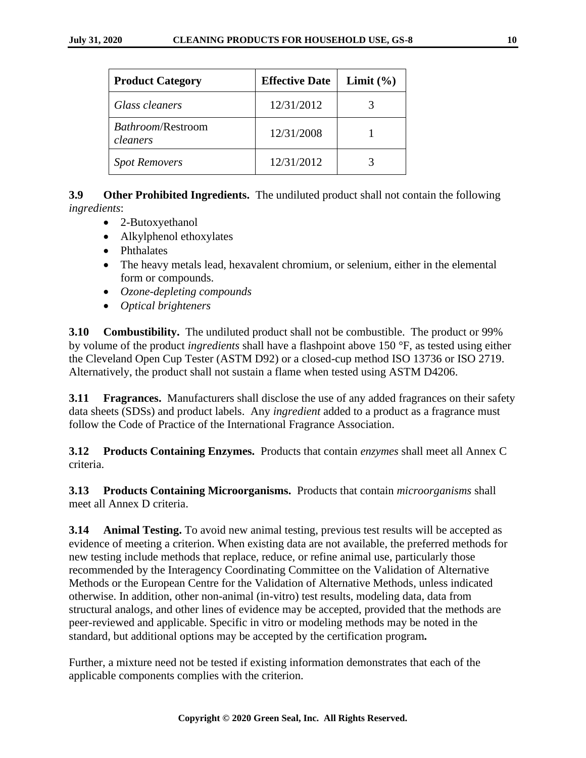| Product Category | Effective Date | Limit (%) |
| --- | --- | --- |
| *Glass cleaners* | 12/31/2012 | 3 |
| *Bathroom*/Restroom *cleaners* | 12/31/2008 | 1 |
| *Spot Removers* | 12/31/2012 | 3 |

**3.9 Other Prohibited Ingredients.** The undiluted product shall not contain the following *ingredients*:

- 2-Butoxyethanol
- Alkylphenol ethoxylates
- Phthalates
- The heavy metals lead, hexavalent chromium, or selenium, either in the elemental form or compounds.
- *Ozone-depleting compounds*
- *Optical brighteners*

**3.10 Combustibility.** The undiluted product shall not be combustible. The product or 99% by volume of the product *ingredients* shall have a flashpoint above 150 °F, as tested using either the Cleveland Open Cup Tester (ASTM D92) or a closed-cup method ISO 13736 or ISO 2719. Alternatively, the product shall not sustain a flame when tested using ASTM D4206.

**3.11 Fragrances.** Manufacturers shall disclose the use of any added fragrances on their safety data sheets (SDSs) and product labels. Any *ingredient* added to a product as a fragrance must follow the Code of Practice of the International Fragrance Association.

**3.12 Products Containing Enzymes.** Products that contain *enzymes* shall meet all Annex C criteria.

**3.13 Products Containing Microorganisms.** Products that contain *microorganisms* shall meet all Annex D criteria.

**3.14 Animal Testing.** To avoid new animal testing, previous test results will be accepted as evidence of meeting a criterion. When existing data are not available, the preferred methods for new testing include methods that replace, reduce, or refine animal use, particularly those recommended by the Interagency Coordinating Committee on the Validation of Alternative Methods or the European Centre for the Validation of Alternative Methods, unless indicated otherwise. In addition, other non-animal (in-vitro) test results, modeling data, data from structural analogs, and other lines of evidence may be accepted, provided that the methods are peer-reviewed and applicable. Specific in vitro or modeling methods may be noted in the standard, but additional options may be accepted by the certification program**.**

Further, a mixture need not be tested if existing information demonstrates that each of the applicable components complies with the criterion.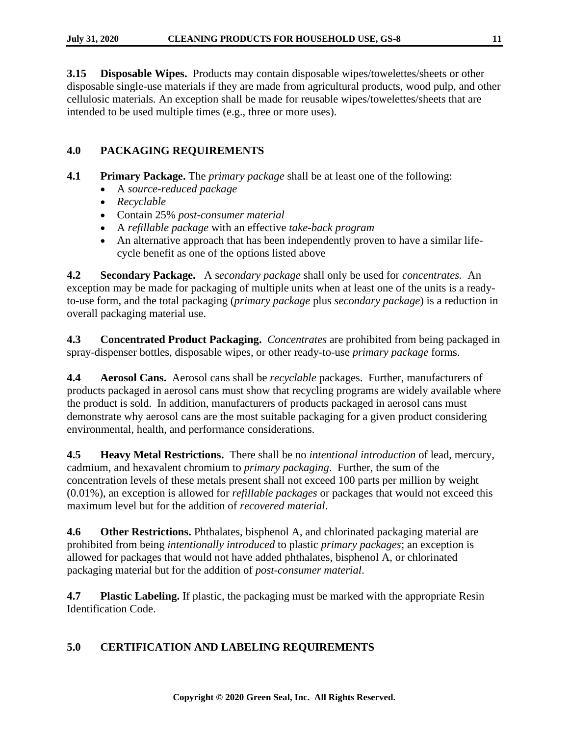**3.15 Disposable Wipes.** Products may contain disposable wipes/towelettes/sheets or other disposable single-use materials if they are made from agricultural products, wood pulp, and other cellulosic materials. An exception shall be made for reusable wipes/towelettes/sheets that are intended to be used multiple times (e.g., three or more uses).

## 4.0 PACKAGING REQUIREMENTS

**4.1 Primary Package.** The *primary package* shall be at least one of the following:

- A *source-reduced package*
- *Recyclable*
- Contain 25% *post-consumer material*
- A *refillable package* with an effective *take-back program*
- An alternative approach that has been independently proven to have a similar life-cycle benefit as one of the options listed above

**4.2 Secondary Package.** A *secondary package* shall only be used for *concentrates.* An exception may be made for packaging of multiple units when at least one of the units is a ready-to-use form, and the total packaging (*primary package* plus *secondary package*) is a reduction in overall packaging material use.

**4.3 Concentrated Product Packaging.** *Concentrates* are prohibited from being packaged in spray-dispenser bottles, disposable wipes, or other ready-to-use *primary package* forms.

**4.4 Aerosol Cans.** Aerosol cans shall be *recyclable* packages. Further, manufacturers of products packaged in aerosol cans must show that recycling programs are widely available where the product is sold. In addition, manufacturers of products packaged in aerosol cans must demonstrate why aerosol cans are the most suitable packaging for a given product considering environmental, health, and performance considerations.

**4.5 Heavy Metal Restrictions.** There shall be no *intentional introduction* of lead, mercury, cadmium, and hexavalent chromium to *primary packaging*. Further, the sum of the concentration levels of these metals present shall not exceed 100 parts per million by weight (0.01%), an exception is allowed for *refillable packages* or packages that would not exceed this maximum level but for the addition of *recovered material*.

**4.6 Other Restrictions.** Phthalates, bisphenol A, and chlorinated packaging material are prohibited from being *intentionally introduced* to plastic *primary packages*; an exception is allowed for packages that would not have added phthalates, bisphenol A, or chlorinated packaging material but for the addition of *post-consumer material*.

**4.7 Plastic Labeling.** If plastic, the packaging must be marked with the appropriate Resin Identification Code.

## 5.0 CERTIFICATION AND LABELING REQUIREMENTS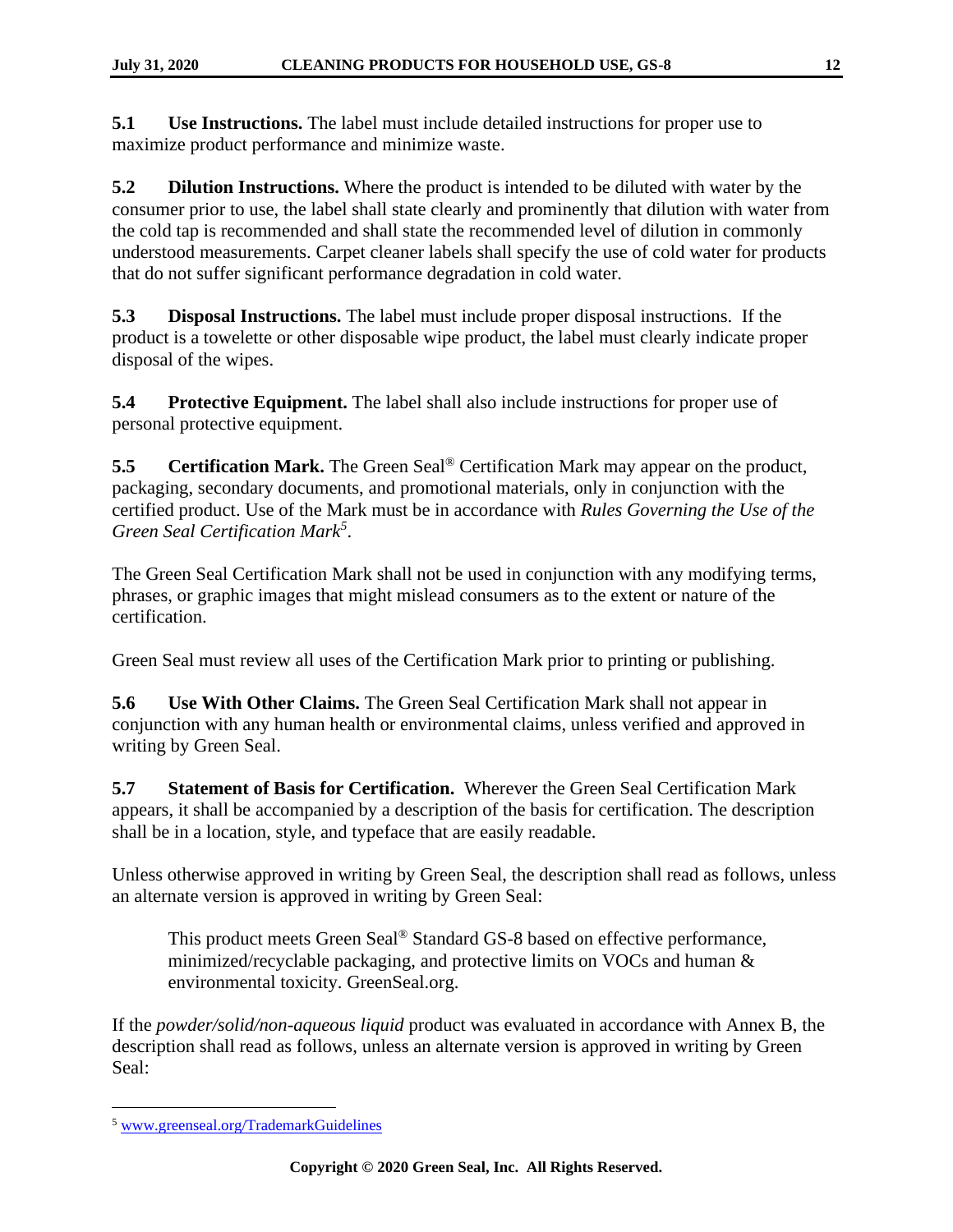**5.1 Use Instructions.** The label must include detailed instructions for proper use to maximize product performance and minimize waste.

**5.2 Dilution Instructions.** Where the product is intended to be diluted with water by the consumer prior to use, the label shall state clearly and prominently that dilution with water from the cold tap is recommended and shall state the recommended level of dilution in commonly understood measurements. Carpet cleaner labels shall specify the use of cold water for products that do not suffer significant performance degradation in cold water.

**5.3 Disposal Instructions.** The label must include proper disposal instructions. If the product is a towelette or other disposable wipe product, the label must clearly indicate proper disposal of the wipes.

**5.4 Protective Equipment.** The label shall also include instructions for proper use of personal protective equipment.

**5.5 Certification Mark.** The Green Seal® Certification Mark may appear on the product, packaging, secondary documents, and promotional materials, only in conjunction with the certified product. Use of the Mark must be in accordance with *Rules Governing the Use of the Green Seal Certification Mark*[5].

The Green Seal Certification Mark shall not be used in conjunction with any modifying terms, phrases, or graphic images that might mislead consumers as to the extent or nature of the certification.

Green Seal must review all uses of the Certification Mark prior to printing or publishing.

**5.6 Use With Other Claims.** The Green Seal Certification Mark shall not appear in conjunction with any human health or environmental claims, unless verified and approved in writing by Green Seal.

**5.7 Statement of Basis for Certification.** Wherever the Green Seal Certification Mark appears, it shall be accompanied by a description of the basis for certification. The description shall be in a location, style, and typeface that are easily readable.

Unless otherwise approved in writing by Green Seal, the description shall read as follows, unless an alternate version is approved in writing by Green Seal:

> This product meets Green Seal® Standard GS-8 based on effective performance, minimized/recyclable packaging, and protective limits on VOCs and human & environmental toxicity. GreenSeal.org.

If the *powder/solid/non-aqueous liquid* product was evaluated in accordance with Annex B, the description shall read as follows, unless an alternate version is approved in writing by Green Seal:

---

[5] www.greenseal.org/TrademarkGuidelines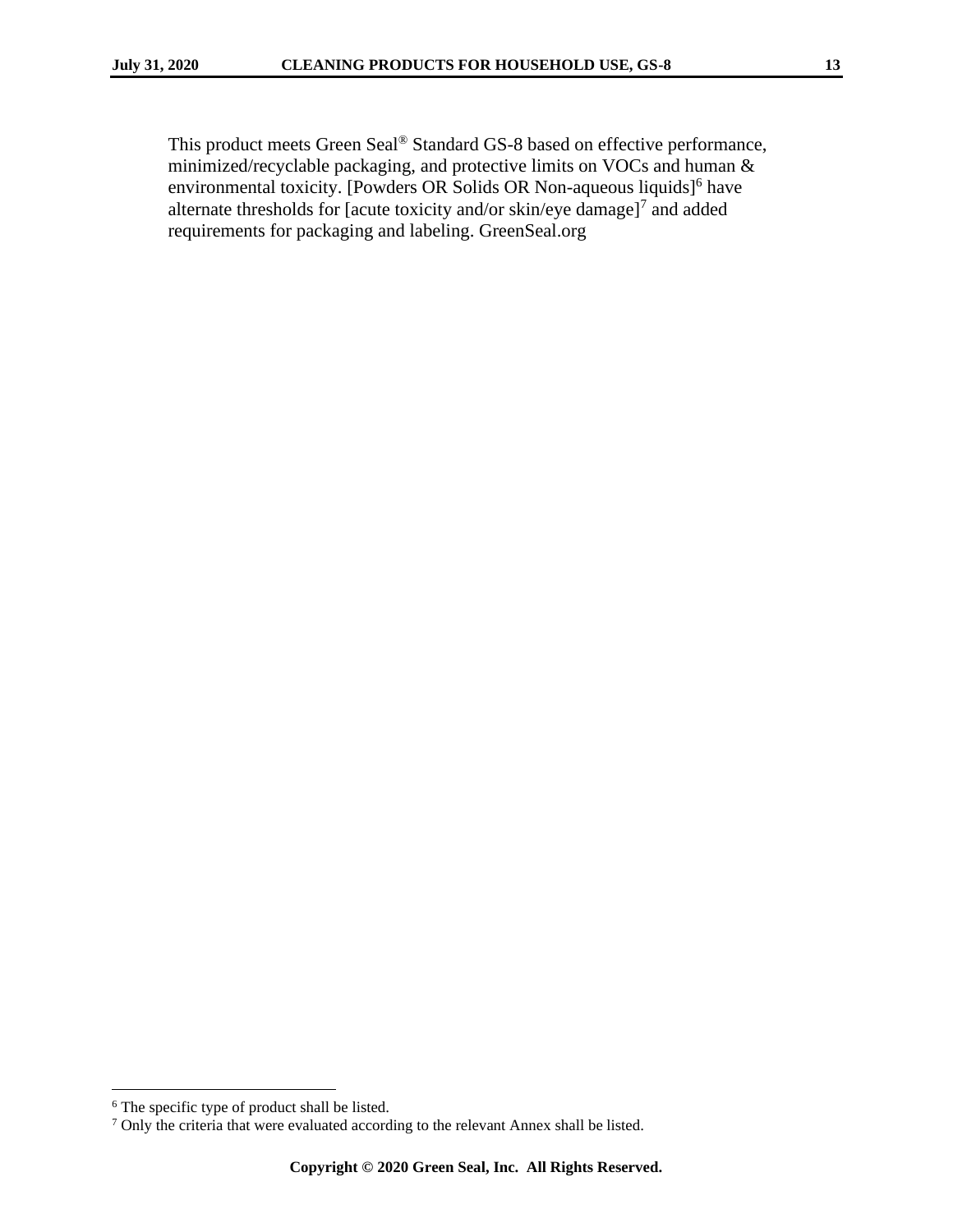This product meets Green Seal® Standard GS-8 based on effective performance, minimized/recyclable packaging, and protective limits on VOCs and human & environmental toxicity. [Powders OR Solids OR Non-aqueous liquids][6] have alternate thresholds for [acute toxicity and/or skin/eye damage][7] and added requirements for packaging and labeling. GreenSeal.org

[6] The specific type of product shall be listed.

[7] Only the criteria that were evaluated according to the relevant Annex shall be listed.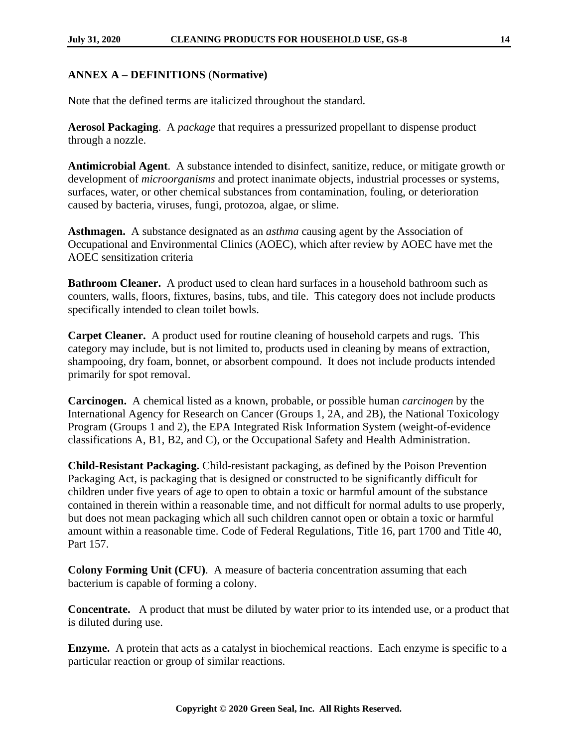## ANNEX A – DEFINITIONS (Normative)

Note that the defined terms are italicized throughout the standard.

**Aerosol Packaging**. A *package* that requires a pressurized propellant to dispense product through a nozzle.

**Antimicrobial Agent**. A substance intended to disinfect, sanitize, reduce, or mitigate growth or development of *microorganisms* and protect inanimate objects, industrial processes or systems, surfaces, water, or other chemical substances from contamination, fouling, or deterioration caused by bacteria, viruses, fungi, protozoa, algae, or slime.

**Asthmagen.** A substance designated as an *asthma* causing agent by the Association of Occupational and Environmental Clinics (AOEC), which after review by AOEC have met the AOEC sensitization criteria

**Bathroom Cleaner.** A product used to clean hard surfaces in a household bathroom such as counters, walls, floors, fixtures, basins, tubs, and tile. This category does not include products specifically intended to clean toilet bowls.

**Carpet Cleaner.** A product used for routine cleaning of household carpets and rugs. This category may include, but is not limited to, products used in cleaning by means of extraction, shampooing, dry foam, bonnet, or absorbent compound. It does not include products intended primarily for spot removal.

**Carcinogen.** A chemical listed as a known, probable, or possible human *carcinogen* by the International Agency for Research on Cancer (Groups 1, 2A, and 2B), the National Toxicology Program (Groups 1 and 2), the EPA Integrated Risk Information System (weight-of-evidence classifications A, B1, B2, and C), or the Occupational Safety and Health Administration.

**Child-Resistant Packaging.** Child-resistant packaging, as defined by the Poison Prevention Packaging Act, is packaging that is designed or constructed to be significantly difficult for children under five years of age to open to obtain a toxic or harmful amount of the substance contained in therein within a reasonable time, and not difficult for normal adults to use properly, but does not mean packaging which all such children cannot open or obtain a toxic or harmful amount within a reasonable time. Code of Federal Regulations, Title 16, part 1700 and Title 40, Part 157.

**Colony Forming Unit (CFU)**. A measure of bacteria concentration assuming that each bacterium is capable of forming a colony.

**Concentrate.** A product that must be diluted by water prior to its intended use, or a product that is diluted during use.

**Enzyme.** A protein that acts as a catalyst in biochemical reactions. Each enzyme is specific to a particular reaction or group of similar reactions.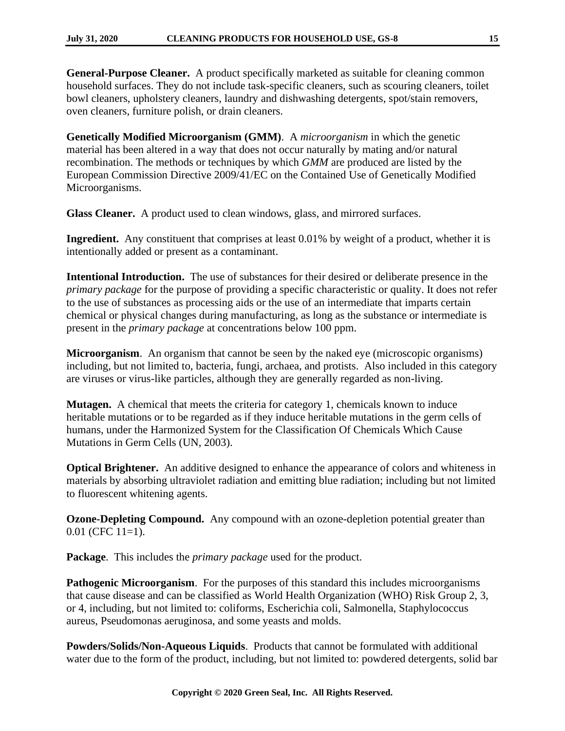**General-Purpose Cleaner.** A product specifically marketed as suitable for cleaning common household surfaces. They do not include task-specific cleaners, such as scouring cleaners, toilet bowl cleaners, upholstery cleaners, laundry and dishwashing detergents, spot/stain removers, oven cleaners, furniture polish, or drain cleaners.

**Genetically Modified Microorganism (GMM)**. A *microorganism* in which the genetic material has been altered in a way that does not occur naturally by mating and/or natural recombination. The methods or techniques by which *GMM* are produced are listed by the European Commission Directive 2009/41/EC on the Contained Use of Genetically Modified Microorganisms.

**Glass Cleaner.** A product used to clean windows, glass, and mirrored surfaces.

**Ingredient.** Any constituent that comprises at least 0.01% by weight of a product, whether it is intentionally added or present as a contaminant.

**Intentional Introduction.** The use of substances for their desired or deliberate presence in the *primary package* for the purpose of providing a specific characteristic or quality. It does not refer to the use of substances as processing aids or the use of an intermediate that imparts certain chemical or physical changes during manufacturing, as long as the substance or intermediate is present in the *primary package* at concentrations below 100 ppm.

**Microorganism**. An organism that cannot be seen by the naked eye (microscopic organisms) including, but not limited to, bacteria, fungi, archaea, and protists. Also included in this category are viruses or virus-like particles, although they are generally regarded as non-living.

**Mutagen.** A chemical that meets the criteria for category 1, chemicals known to induce heritable mutations or to be regarded as if they induce heritable mutations in the germ cells of humans, under the Harmonized System for the Classification Of Chemicals Which Cause Mutations in Germ Cells (UN, 2003).

**Optical Brightener.** An additive designed to enhance the appearance of colors and whiteness in materials by absorbing ultraviolet radiation and emitting blue radiation; including but not limited to fluorescent whitening agents.

**Ozone-Depleting Compound.** Any compound with an ozone-depletion potential greater than 0.01 (CFC 11=1).

**Package**. This includes the *primary package* used for the product.

**Pathogenic Microorganism**. For the purposes of this standard this includes microorganisms that cause disease and can be classified as World Health Organization (WHO) Risk Group 2, 3, or 4, including, but not limited to: coliforms, Escherichia coli, Salmonella, Staphylococcus aureus, Pseudomonas aeruginosa, and some yeasts and molds.

**Powders/Solids/Non-Aqueous Liquids**. Products that cannot be formulated with additional water due to the form of the product, including, but not limited to: powdered detergents, solid bar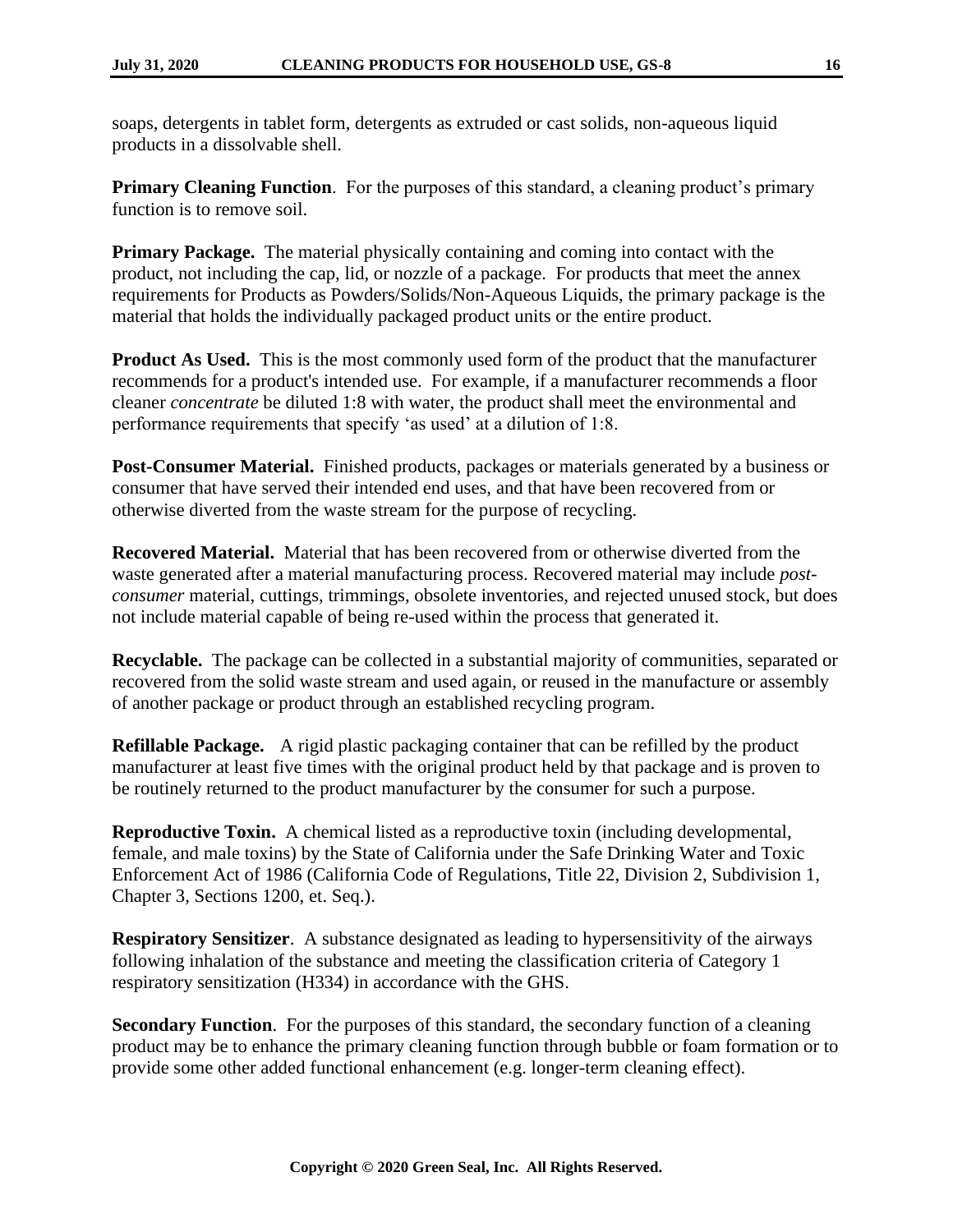soaps, detergents in tablet form, detergents as extruded or cast solids, non-aqueous liquid products in a dissolvable shell.

**Primary Cleaning Function**. For the purposes of this standard, a cleaning product's primary function is to remove soil.

**Primary Package.** The material physically containing and coming into contact with the product, not including the cap, lid, or nozzle of a package. For products that meet the annex requirements for Products as Powders/Solids/Non-Aqueous Liquids, the primary package is the material that holds the individually packaged product units or the entire product.

**Product As Used.** This is the most commonly used form of the product that the manufacturer recommends for a product's intended use. For example, if a manufacturer recommends a floor cleaner *concentrate* be diluted 1:8 with water, the product shall meet the environmental and performance requirements that specify 'as used' at a dilution of 1:8.

**Post-Consumer Material.** Finished products, packages or materials generated by a business or consumer that have served their intended end uses, and that have been recovered from or otherwise diverted from the waste stream for the purpose of recycling.

**Recovered Material.** Material that has been recovered from or otherwise diverted from the waste generated after a material manufacturing process. Recovered material may include *post-consumer* material, cuttings, trimmings, obsolete inventories, and rejected unused stock, but does not include material capable of being re-used within the process that generated it.

**Recyclable.** The package can be collected in a substantial majority of communities, separated or recovered from the solid waste stream and used again, or reused in the manufacture or assembly of another package or product through an established recycling program.

**Refillable Package.** A rigid plastic packaging container that can be refilled by the product manufacturer at least five times with the original product held by that package and is proven to be routinely returned to the product manufacturer by the consumer for such a purpose.

**Reproductive Toxin.** A chemical listed as a reproductive toxin (including developmental, female, and male toxins) by the State of California under the Safe Drinking Water and Toxic Enforcement Act of 1986 (California Code of Regulations, Title 22, Division 2, Subdivision 1, Chapter 3, Sections 1200, et. Seq.).

**Respiratory Sensitizer**. A substance designated as leading to hypersensitivity of the airways following inhalation of the substance and meeting the classification criteria of Category 1 respiratory sensitization (H334) in accordance with the GHS.

**Secondary Function**. For the purposes of this standard, the secondary function of a cleaning product may be to enhance the primary cleaning function through bubble or foam formation or to provide some other added functional enhancement (e.g. longer-term cleaning effect).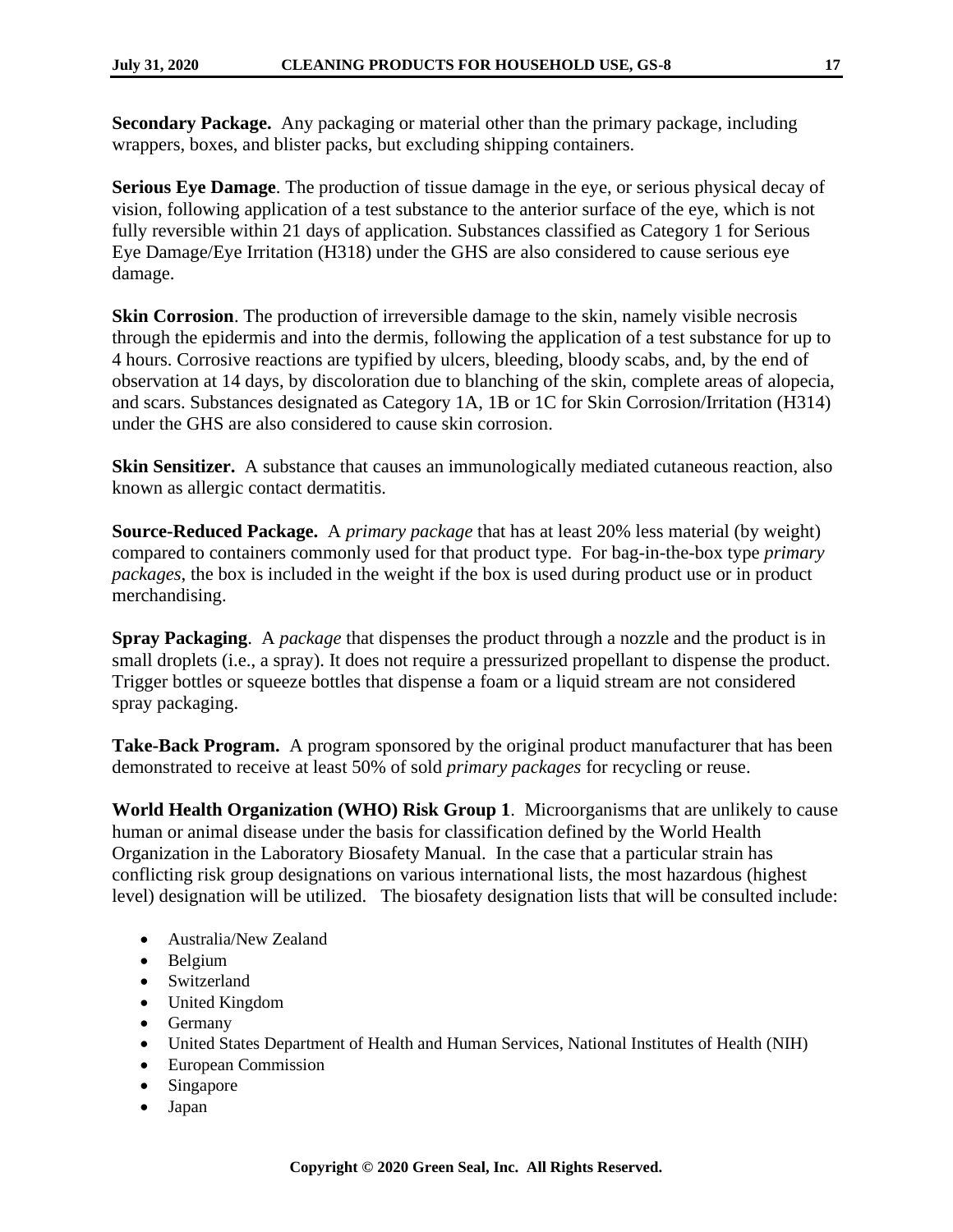**Secondary Package.** Any packaging or material other than the primary package, including wrappers, boxes, and blister packs, but excluding shipping containers.

**Serious Eye Damage**. The production of tissue damage in the eye, or serious physical decay of vision, following application of a test substance to the anterior surface of the eye, which is not fully reversible within 21 days of application. Substances classified as Category 1 for Serious Eye Damage/Eye Irritation (H318) under the GHS are also considered to cause serious eye damage.

**Skin Corrosion**. The production of irreversible damage to the skin, namely visible necrosis through the epidermis and into the dermis, following the application of a test substance for up to 4 hours. Corrosive reactions are typified by ulcers, bleeding, bloody scabs, and, by the end of observation at 14 days, by discoloration due to blanching of the skin, complete areas of alopecia, and scars. Substances designated as Category 1A, 1B or 1C for Skin Corrosion/Irritation (H314) under the GHS are also considered to cause skin corrosion.

**Skin Sensitizer.** A substance that causes an immunologically mediated cutaneous reaction, also known as allergic contact dermatitis.

**Source-Reduced Package.** A *primary package* that has at least 20% less material (by weight) compared to containers commonly used for that product type. For bag-in-the-box type *primary packages*, the box is included in the weight if the box is used during product use or in product merchandising.

**Spray Packaging**. A *package* that dispenses the product through a nozzle and the product is in small droplets (i.e., a spray). It does not require a pressurized propellant to dispense the product. Trigger bottles or squeeze bottles that dispense a foam or a liquid stream are not considered spray packaging.

**Take-Back Program.** A program sponsored by the original product manufacturer that has been demonstrated to receive at least 50% of sold *primary packages* for recycling or reuse.

**World Health Organization (WHO) Risk Group 1**. Microorganisms that are unlikely to cause human or animal disease under the basis for classification defined by the World Health Organization in the Laboratory Biosafety Manual. In the case that a particular strain has conflicting risk group designations on various international lists, the most hazardous (highest level) designation will be utilized. The biosafety designation lists that will be consulted include:

- Australia/New Zealand
- Belgium
- Switzerland
- United Kingdom
- Germany
- United States Department of Health and Human Services, National Institutes of Health (NIH)
- European Commission
- Singapore
- Japan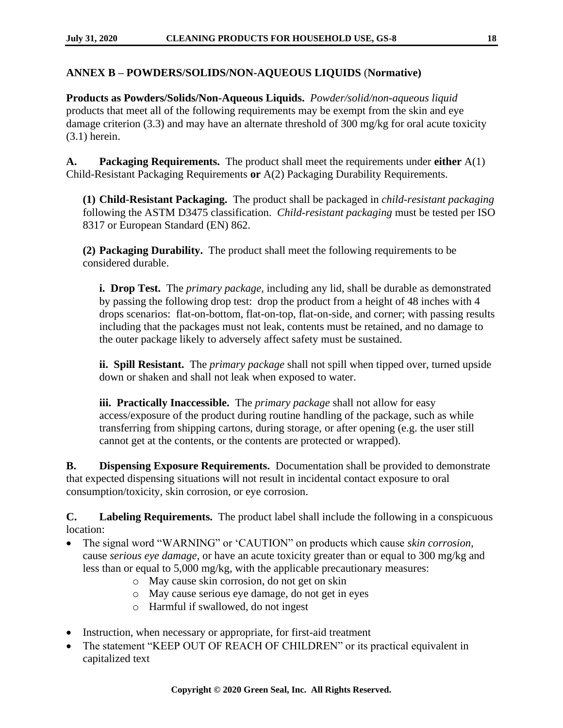## ANNEX B – POWDERS/SOLIDS/NON-AQUEOUS LIQUIDS (Normative)

**Products as Powders/Solids/Non-Aqueous Liquids.** *Powder/solid/non-aqueous liquid* products that meet all of the following requirements may be exempt from the skin and eye damage criterion (3.3) and may have an alternate threshold of 300 mg/kg for oral acute toxicity (3.1) herein.

**A. Packaging Requirements.** The product shall meet the requirements under **either** A(1) Child-Resistant Packaging Requirements **or** A(2) Packaging Durability Requirements.

**(1) Child-Resistant Packaging.** The product shall be packaged in *child-resistant packaging* following the ASTM D3475 classification. *Child-resistant packaging* must be tested per ISO 8317 or European Standard (EN) 862.

**(2) Packaging Durability.** The product shall meet the following requirements to be considered durable.

**i. Drop Test.** The *primary package*, including any lid, shall be durable as demonstrated by passing the following drop test: drop the product from a height of 48 inches with 4 drops scenarios: flat-on-bottom, flat-on-top, flat-on-side, and corner; with passing results including that the packages must not leak, contents must be retained, and no damage to the outer package likely to adversely affect safety must be sustained.

**ii. Spill Resistant.** The *primary package* shall not spill when tipped over, turned upside down or shaken and shall not leak when exposed to water.

**iii. Practically Inaccessible.** The *primary package* shall not allow for easy access/exposure of the product during routine handling of the package, such as while transferring from shipping cartons, during storage, or after opening (e.g. the user still cannot get at the contents, or the contents are protected or wrapped).

**B. Dispensing Exposure Requirements.** Documentation shall be provided to demonstrate that expected dispensing situations will not result in incidental contact exposure to oral consumption/toxicity, skin corrosion, or eye corrosion.

**C. Labeling Requirements.** The product label shall include the following in a conspicuous location:

- The signal word "WARNING" or 'CAUTION" on products which cause *skin corrosion*, cause *serious eye damage*, or have an acute toxicity greater than or equal to 300 mg/kg and less than or equal to 5,000 mg/kg, with the applicable precautionary measures:
    - May cause skin corrosion, do not get on skin
    - May cause serious eye damage, do not get in eyes
    - Harmful if swallowed, do not ingest
- Instruction, when necessary or appropriate, for first-aid treatment
- The statement "KEEP OUT OF REACH OF CHILDREN" or its practical equivalent in capitalized text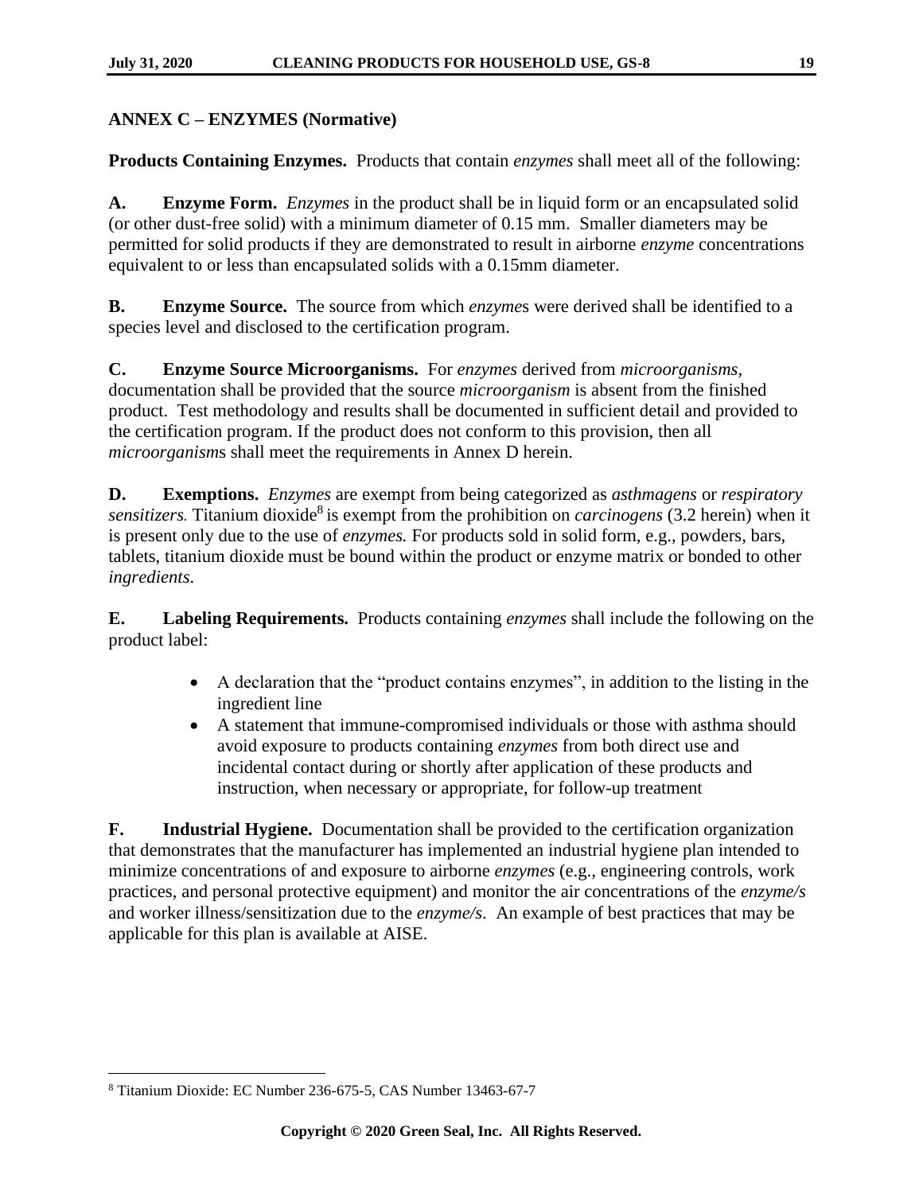## ANNEX C – ENZYMES (Normative)

**Products Containing Enzymes.** Products that contain *enzymes* shall meet all of the following:

**A. Enzyme Form.** *Enzymes* in the product shall be in liquid form or an encapsulated solid (or other dust-free solid) with a minimum diameter of 0.15 mm. Smaller diameters may be permitted for solid products if they are demonstrated to result in airborne *enzyme* concentrations equivalent to or less than encapsulated solids with a 0.15mm diameter.

**B. Enzyme Source.** The source from which *enzyme*s were derived shall be identified to a species level and disclosed to the certification program.

**C. Enzyme Source Microorganisms.** For *enzymes* derived from *microorganisms*, documentation shall be provided that the source *microorganism* is absent from the finished product. Test methodology and results shall be documented in sufficient detail and provided to the certification program. If the product does not conform to this provision, then all *microorganism*s shall meet the requirements in Annex D herein.

**D. Exemptions.** *Enzymes* are exempt from being categorized as *asthmagens* or *respiratory sensitizers*. Titanium dioxide[8] is exempt from the prohibition on *carcinogens* (3.2 herein) when it is present only due to the use of *enzymes.* For products sold in solid form, e.g., powders, bars, tablets, titanium dioxide must be bound within the product or enzyme matrix or bonded to other *ingredients*.

**E. Labeling Requirements.** Products containing *enzymes* shall include the following on the product label:

- A declaration that the "product contains enzymes", in addition to the listing in the ingredient line
- A statement that immune-compromised individuals or those with asthma should avoid exposure to products containing *enzymes* from both direct use and incidental contact during or shortly after application of these products and instruction, when necessary or appropriate, for follow-up treatment

**F. Industrial Hygiene.** Documentation shall be provided to the certification organization that demonstrates that the manufacturer has implemented an industrial hygiene plan intended to minimize concentrations of and exposure to airborne *enzymes* (e.g., engineering controls, work practices, and personal protective equipment) and monitor the air concentrations of the *enzyme/s* and worker illness/sensitization due to the *enzyme/s*. An example of best practices that may be applicable for this plan is available at AISE.

---

[8] Titanium Dioxide: EC Number 236-675-5, CAS Number 13463-67-7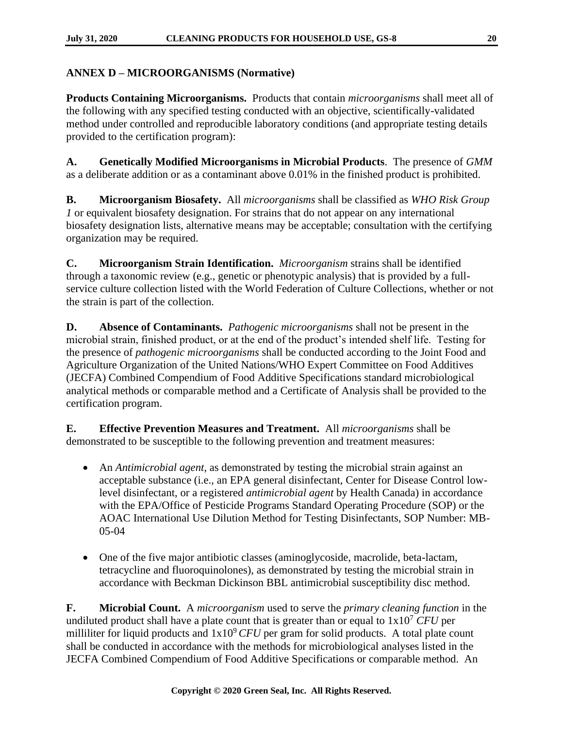## ANNEX D – MICROORGANISMS (Normative)

**Products Containing Microorganisms.** Products that contain *microorganisms* shall meet all of the following with any specified testing conducted with an objective, scientifically-validated method under controlled and reproducible laboratory conditions (and appropriate testing details provided to the certification program):

**A. Genetically Modified Microorganisms in Microbial Products**. The presence of *GMM* as a deliberate addition or as a contaminant above 0.01% in the finished product is prohibited.

**B. Microorganism Biosafety.** All *microorganisms* shall be classified as *WHO Risk Group 1* or equivalent biosafety designation. For strains that do not appear on any international biosafety designation lists, alternative means may be acceptable; consultation with the certifying organization may be required.

**C. Microorganism Strain Identification.** *Microorganism* strains shall be identified through a taxonomic review (e.g., genetic or phenotypic analysis) that is provided by a full-service culture collection listed with the World Federation of Culture Collections, whether or not the strain is part of the collection.

**D. Absence of Contaminants.** *Pathogenic microorganisms* shall not be present in the microbial strain, finished product, or at the end of the product's intended shelf life. Testing for the presence of *pathogenic microorganisms* shall be conducted according to the Joint Food and Agriculture Organization of the United Nations/WHO Expert Committee on Food Additives (JECFA) Combined Compendium of Food Additive Specifications standard microbiological analytical methods or comparable method and a Certificate of Analysis shall be provided to the certification program.

**E. Effective Prevention Measures and Treatment.** All *microorganisms* shall be demonstrated to be susceptible to the following prevention and treatment measures:

- An *Antimicrobial agent*, as demonstrated by testing the microbial strain against an acceptable substance (i.e., an EPA general disinfectant, Center for Disease Control low-level disinfectant, or a registered *antimicrobial agent* by Health Canada) in accordance with the EPA/Office of Pesticide Programs Standard Operating Procedure (SOP) or the AOAC International Use Dilution Method for Testing Disinfectants, SOP Number: MB-05-04

- One of the five major antibiotic classes (aminoglycoside, macrolide, beta-lactam, tetracycline and fluoroquinolones), as demonstrated by testing the microbial strain in accordance with Beckman Dickinson BBL antimicrobial susceptibility disc method.

**F. Microbial Count.** A *microorganism* used to serve the *primary cleaning function* in the undiluted product shall have a plate count that is greater than or equal to $1x10^7$ *CFU* per milliliter for liquid products and $1x10^9$ *CFU* per gram for solid products. A total plate count shall be conducted in accordance with the methods for microbiological analyses listed in the JECFA Combined Compendium of Food Additive Specifications or comparable method. An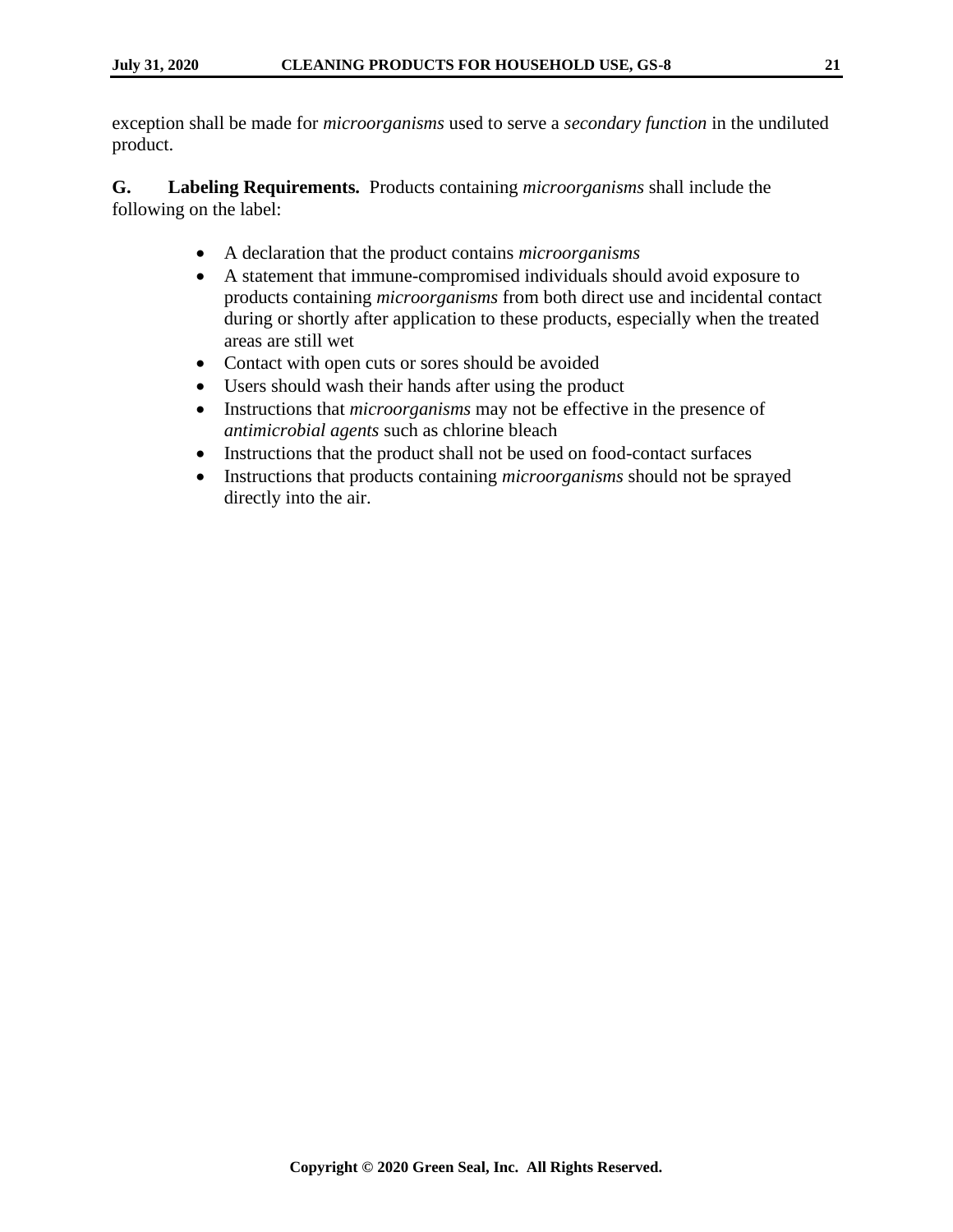exception shall be made for *microorganisms* used to serve a *secondary function* in the undiluted product.

**G. Labeling Requirements.** Products containing *microorganisms* shall include the following on the label:

- A declaration that the product contains *microorganisms*
- A statement that immune-compromised individuals should avoid exposure to products containing *microorganisms* from both direct use and incidental contact during or shortly after application to these products, especially when the treated areas are still wet
- Contact with open cuts or sores should be avoided
- Users should wash their hands after using the product
- Instructions that *microorganisms* may not be effective in the presence of *antimicrobial agents* such as chlorine bleach
- Instructions that the product shall not be used on food-contact surfaces
- Instructions that products containing *microorganisms* should not be sprayed directly into the air.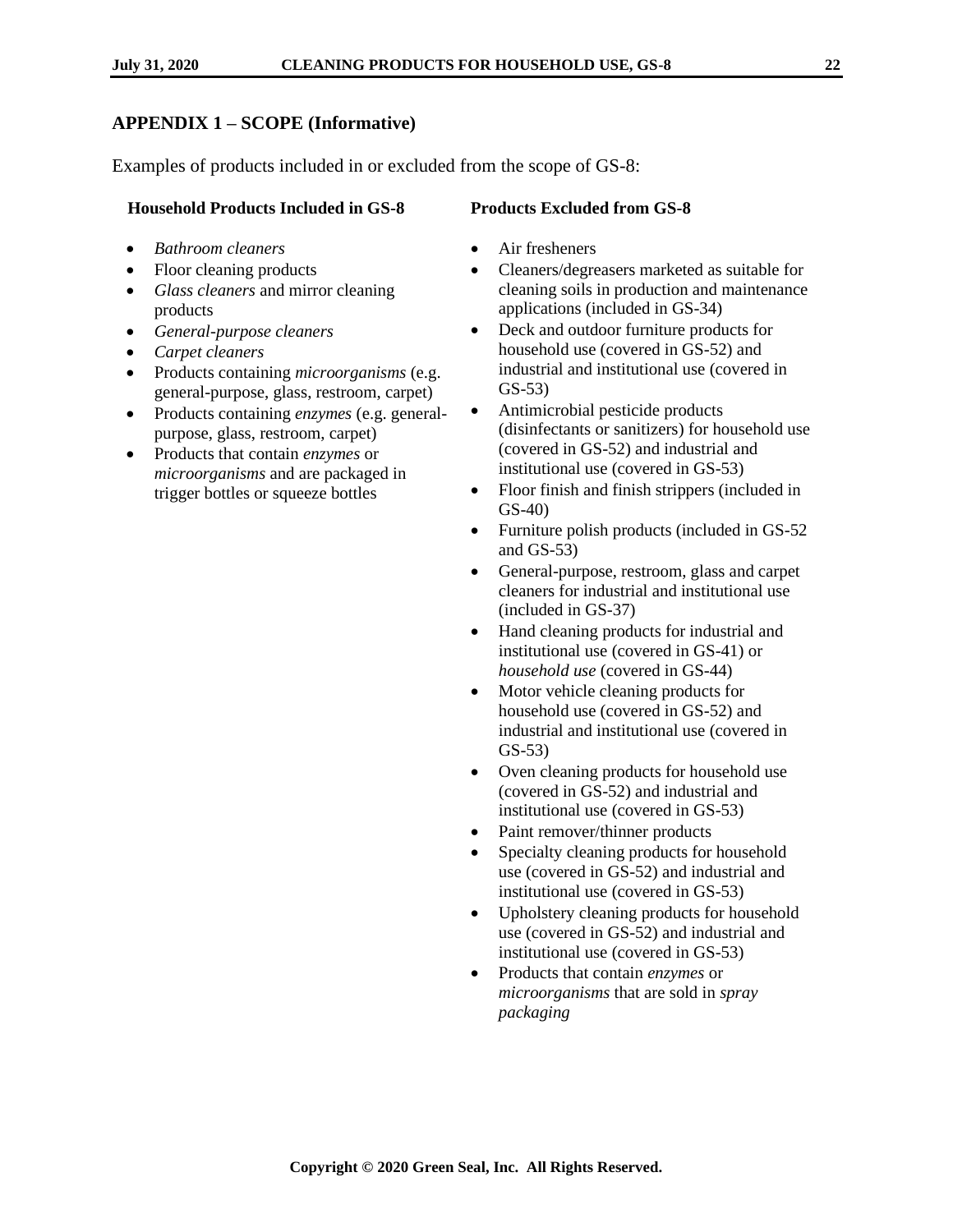## APPENDIX 1 – SCOPE (Informative)

Examples of products included in or excluded from the scope of GS-8:

**Household Products Included in GS-8**

- *Bathroom cleaners*
- Floor cleaning products
- *Glass cleaners* and mirror cleaning products
- *General-purpose cleaners*
- *Carpet cleaners*
- Products containing *microorganisms* (e.g. general-purpose, glass, restroom, carpet)
- Products containing *enzymes* (e.g. general-purpose, glass, restroom, carpet)
- Products that contain *enzymes* or *microorganisms* and are packaged in trigger bottles or squeeze bottles

**Products Excluded from GS-8**

- Air fresheners
- Cleaners/degreasers marketed as suitable for cleaning soils in production and maintenance applications (included in GS-34)
- Deck and outdoor furniture products for household use (covered in GS-52) and industrial and institutional use (covered in GS-53)
- Antimicrobial pesticide products (disinfectants or sanitizers) for household use (covered in GS-52) and industrial and institutional use (covered in GS-53)
- Floor finish and finish strippers (included in GS-40)
- Furniture polish products (included in GS-52 and GS-53)
- General-purpose, restroom, glass and carpet cleaners for industrial and institutional use (included in GS-37)
- Hand cleaning products for industrial and institutional use (covered in GS-41) or *household use* (covered in GS-44)
- Motor vehicle cleaning products for household use (covered in GS-52) and industrial and institutional use (covered in GS-53)
- Oven cleaning products for household use (covered in GS-52) and industrial and institutional use (covered in GS-53)
- Paint remover/thinner products
- Specialty cleaning products for household use (covered in GS-52) and industrial and institutional use (covered in GS-53)
- Upholstery cleaning products for household use (covered in GS-52) and industrial and institutional use (covered in GS-53)
- Products that contain *enzymes* or *microorganisms* that are sold in *spray packaging*